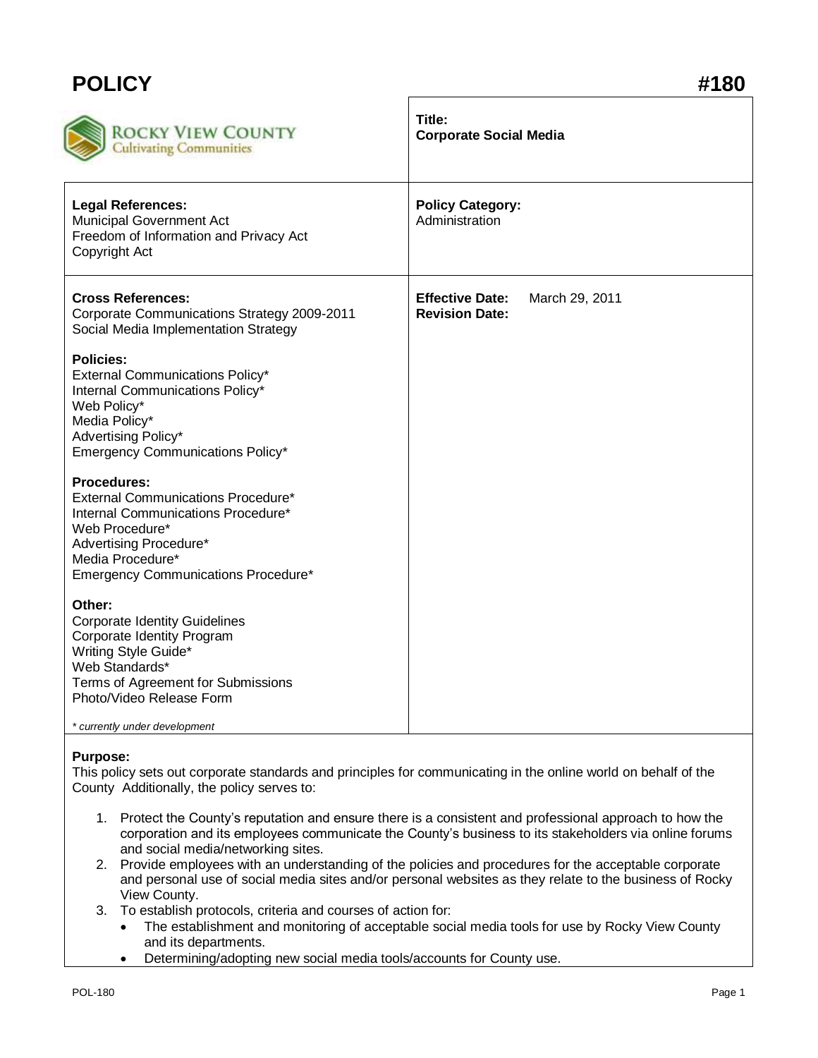# POLICY #180

**Rocky View County**
Cultivating Communities

| | |
|---|---|
| **Title:** Corporate Social Media | |
| **Legal References:**<br>Municipal Government Act<br>Freedom of Information and Privacy Act<br>Copyright Act | **Policy Category:**<br>Administration |
| **Cross References:**<br>Corporate Communications Strategy 2009-2011<br>Social Media Implementation Strategy<br><br>**Policies:**<br>External Communications Policy*<br>Internal Communications Policy*<br>Web Policy*<br>Media Policy*<br>Advertising Policy*<br>Emergency Communications Policy*<br><br>**Procedures:**<br>External Communications Procedure*<br>Internal Communications Procedure*<br>Web Procedure*<br>Advertising Procedure*<br>Media Procedure*<br>Emergency Communications Procedure*<br><br>**Other:**<br>Corporate Identity Guidelines<br>Corporate Identity Program<br>Writing Style Guide*<br>Web Standards*<br>Terms of Agreement for Submissions<br>Photo/Video Release Form<br><br>*\* currently under development* | **Effective Date:** March 29, 2011<br>**Revision Date:** |

**Purpose:**
This policy sets out corporate standards and principles for communicating in the online world on behalf of the County Additionally, the policy serves to:

1. Protect the County's reputation and ensure there is a consistent and professional approach to how the corporation and its employees communicate the County's business to its stakeholders via online forums and social media/networking sites.
2. Provide employees with an understanding of the policies and procedures for the acceptable corporate and personal use of social media sites and/or personal websites as they relate to the business of Rocky View County.
3. To establish protocols, criteria and courses of action for:
   - The establishment and monitoring of acceptable social media tools for use by Rocky View County and its departments.
   - Determining/adopting new social media tools/accounts for County use.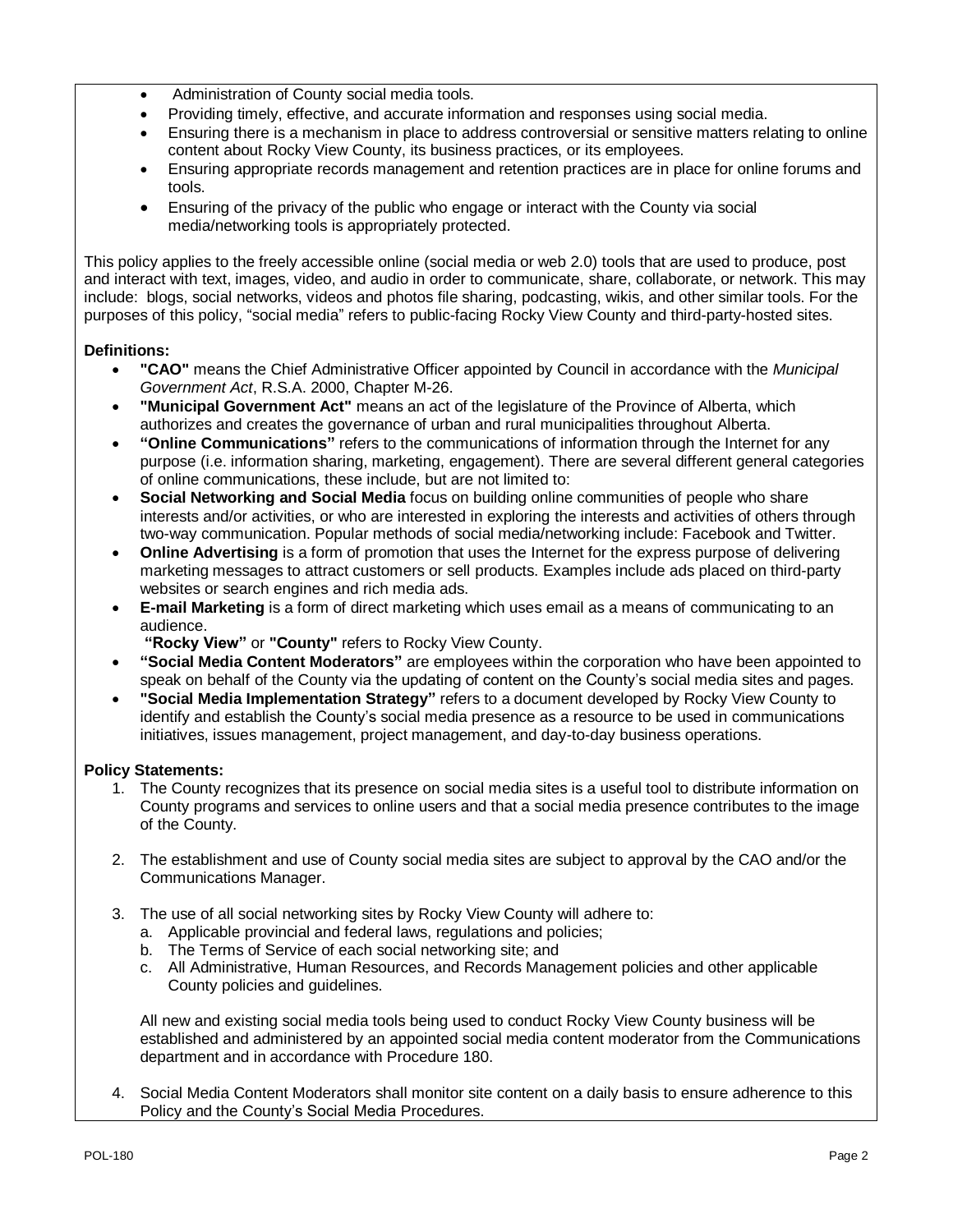- Administration of County social media tools.
- Providing timely, effective, and accurate information and responses using social media.
- Ensuring there is a mechanism in place to address controversial or sensitive matters relating to online content about Rocky View County, its business practices, or its employees.
- Ensuring appropriate records management and retention practices are in place for online forums and tools.
- Ensuring of the privacy of the public who engage or interact with the County via social media/networking tools is appropriately protected.

This policy applies to the freely accessible online (social media or web 2.0) tools that are used to produce, post and interact with text, images, video, and audio in order to communicate, share, collaborate, or network. This may include: blogs, social networks, videos and photos file sharing, podcasting, wikis, and other similar tools. For the purposes of this policy, "social media" refers to public-facing Rocky View County and third-party-hosted sites.

**Definitions:**

- **"CAO"** means the Chief Administrative Officer appointed by Council in accordance with the *Municipal Government Act*, R.S.A. 2000, Chapter M-26.
- **"Municipal Government Act"** means an act of the legislature of the Province of Alberta, which authorizes and creates the governance of urban and rural municipalities throughout Alberta.
- **"Online Communications"** refers to the communications of information through the Internet for any purpose (i.e. information sharing, marketing, engagement). There are several different general categories of online communications, these include, but are not limited to:
- **Social Networking and Social Media** focus on building online communities of people who share interests and/or activities, or who are interested in exploring the interests and activities of others through two-way communication. Popular methods of social media/networking include: Facebook and Twitter.
- **Online Advertising** is a form of promotion that uses the Internet for the express purpose of delivering marketing messages to attract customers or sell products. Examples include ads placed on third-party websites or search engines and rich media ads.
- **E-mail Marketing** is a form of direct marketing which uses email as a means of communicating to an audience.
  **"Rocky View"** or **"County"** refers to Rocky View County.
- **"Social Media Content Moderators"** are employees within the corporation who have been appointed to speak on behalf of the County via the updating of content on the County's social media sites and pages.
- **"Social Media Implementation Strategy"** refers to a document developed by Rocky View County to identify and establish the County's social media presence as a resource to be used in communications initiatives, issues management, project management, and day-to-day business operations.

**Policy Statements:**

1. The County recognizes that its presence on social media sites is a useful tool to distribute information on County programs and services to online users and that a social media presence contributes to the image of the County.

2. The establishment and use of County social media sites are subject to approval by the CAO and/or the Communications Manager.

3. The use of all social networking sites by Rocky View County will adhere to:
   a. Applicable provincial and federal laws, regulations and policies;
   b. The Terms of Service of each social networking site; and
   c. All Administrative, Human Resources, and Records Management policies and other applicable County policies and guidelines.

   All new and existing social media tools being used to conduct Rocky View County business will be established and administered by an appointed social media content moderator from the Communications department and in accordance with Procedure 180.

4. Social Media Content Moderators shall monitor site content on a daily basis to ensure adherence to this Policy and the County's Social Media Procedures.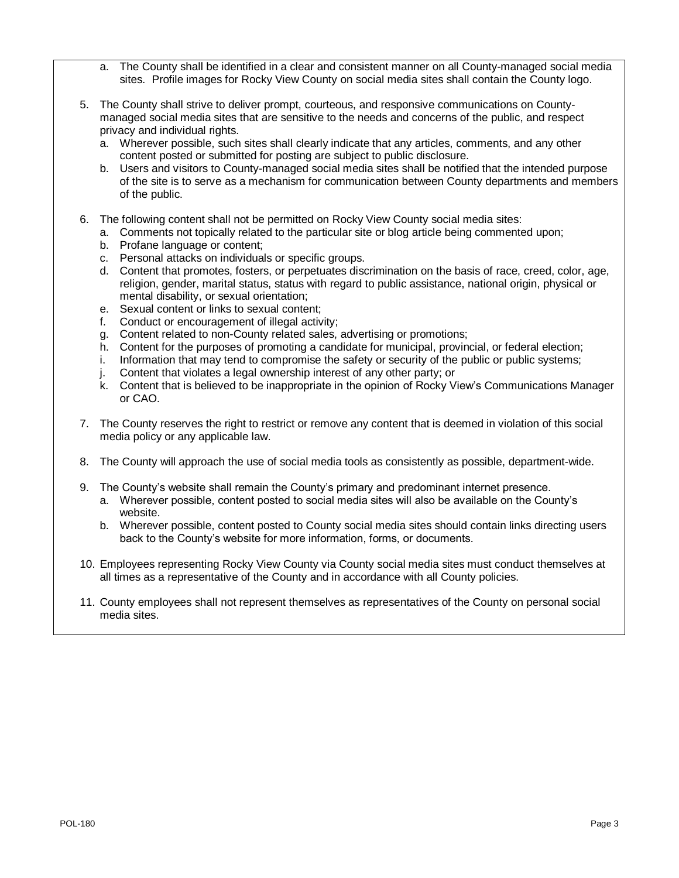a. The County shall be identified in a clear and consistent manner on all County-managed social media sites. Profile images for Rocky View County on social media sites shall contain the County logo.

5. The County shall strive to deliver prompt, courteous, and responsive communications on County-managed social media sites that are sensitive to the needs and concerns of the public, and respect privacy and individual rights.
   a. Wherever possible, such sites shall clearly indicate that any articles, comments, and any other content posted or submitted for posting are subject to public disclosure.
   b. Users and visitors to County-managed social media sites shall be notified that the intended purpose of the site is to serve as a mechanism for communication between County departments and members of the public.

6. The following content shall not be permitted on Rocky View County social media sites:
   a. Comments not topically related to the particular site or blog article being commented upon;
   b. Profane language or content;
   c. Personal attacks on individuals or specific groups.
   d. Content that promotes, fosters, or perpetuates discrimination on the basis of race, creed, color, age, religion, gender, marital status, status with regard to public assistance, national origin, physical or mental disability, or sexual orientation;
   e. Sexual content or links to sexual content;
   f. Conduct or encouragement of illegal activity;
   g. Content related to non-County related sales, advertising or promotions;
   h. Content for the purposes of promoting a candidate for municipal, provincial, or federal election;
   i. Information that may tend to compromise the safety or security of the public or public systems;
   j. Content that violates a legal ownership interest of any other party; or
   k. Content that is believed to be inappropriate in the opinion of Rocky View's Communications Manager or CAO.

7. The County reserves the right to restrict or remove any content that is deemed in violation of this social media policy or any applicable law.

8. The County will approach the use of social media tools as consistently as possible, department-wide.

9. The County's website shall remain the County's primary and predominant internet presence.
   a. Wherever possible, content posted to social media sites will also be available on the County's website.
   b. Wherever possible, content posted to County social media sites should contain links directing users back to the County's website for more information, forms, or documents.

10. Employees representing Rocky View County via County social media sites must conduct themselves at all times as a representative of the County and in accordance with all County policies.

11. County employees shall not represent themselves as representatives of the County on personal social media sites.